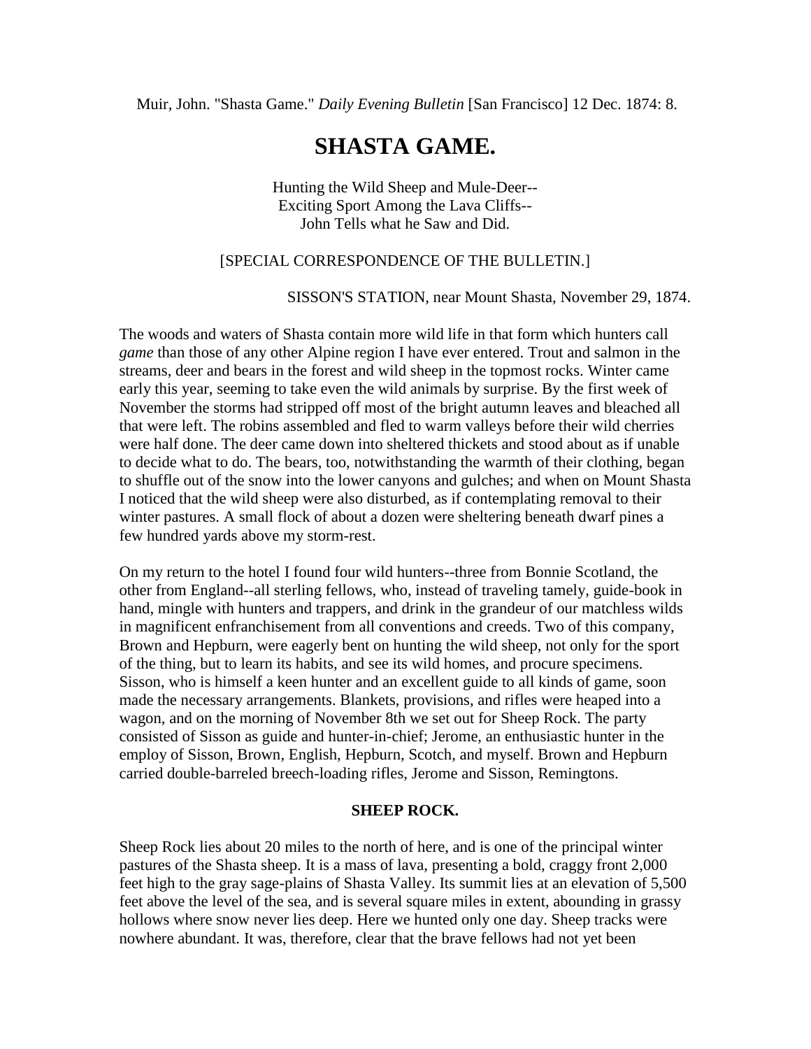Muir, John. "Shasta Game." *Daily Evening Bulletin* [San Francisco] 12 Dec. 1874: 8.

# SHASTA GAME.

Hunting the Wild Sheep and Mule-Deer--
Exciting Sport Among the Lava Cliffs--
John Tells what he Saw and Did.

[SPECIAL CORRESPONDENCE OF THE BULLETIN.]

SISSON'S STATION, near Mount Shasta, November 29, 1874.

The woods and waters of Shasta contain more wild life in that form which hunters call *game* than those of any other Alpine region I have ever entered. Trout and salmon in the streams, deer and bears in the forest and wild sheep in the topmost rocks. Winter came early this year, seeming to take even the wild animals by surprise. By the first week of November the storms had stripped off most of the bright autumn leaves and bleached all that were left. The robins assembled and fled to warm valleys before their wild cherries were half done. The deer came down into sheltered thickets and stood about as if unable to decide what to do. The bears, too, notwithstanding the warmth of their clothing, began to shuffle out of the snow into the lower canyons and gulches; and when on Mount Shasta I noticed that the wild sheep were also disturbed, as if contemplating removal to their winter pastures. A small flock of about a dozen were sheltering beneath dwarf pines a few hundred yards above my storm-rest.

On my return to the hotel I found four wild hunters--three from Bonnie Scotland, the other from England--all sterling fellows, who, instead of traveling tamely, guide-book in hand, mingle with hunters and trappers, and drink in the grandeur of our matchless wilds in magnificent enfranchisement from all conventions and creeds. Two of this company, Brown and Hepburn, were eagerly bent on hunting the wild sheep, not only for the sport of the thing, but to learn its habits, and see its wild homes, and procure specimens. Sisson, who is himself a keen hunter and an excellent guide to all kinds of game, soon made the necessary arrangements. Blankets, provisions, and rifles were heaped into a wagon, and on the morning of November 8th we set out for Sheep Rock. The party consisted of Sisson as guide and hunter-in-chief; Jerome, an enthusiastic hunter in the employ of Sisson, Brown, English, Hepburn, Scotch, and myself. Brown and Hepburn carried double-barreled breech-loading rifles, Jerome and Sisson, Remingtons.

### SHEEP ROCK.

Sheep Rock lies about 20 miles to the north of here, and is one of the principal winter pastures of the Shasta sheep. It is a mass of lava, presenting a bold, craggy front 2,000 feet high to the gray sage-plains of Shasta Valley. Its summit lies at an elevation of 5,500 feet above the level of the sea, and is several square miles in extent, abounding in grassy hollows where snow never lies deep. Here we hunted only one day. Sheep tracks were nowhere abundant. It was, therefore, clear that the brave fellows had not yet been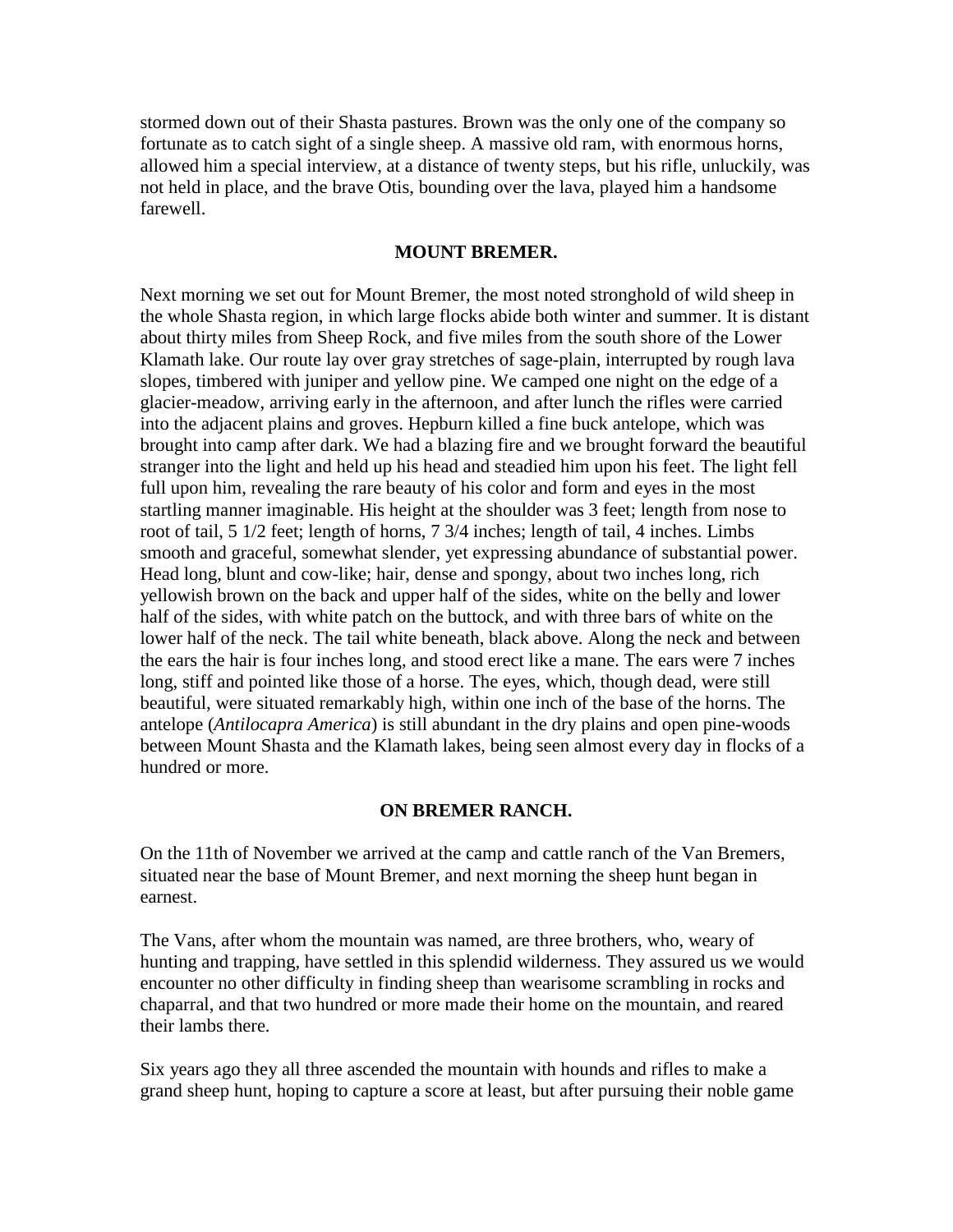stormed down out of their Shasta pastures. Brown was the only one of the company so fortunate as to catch sight of a single sheep. A massive old ram, with enormous horns, allowed him a special interview, at a distance of twenty steps, but his rifle, unluckily, was not held in place, and the brave Otis, bounding over the lava, played him a handsome farewell.

## MOUNT BREMER.

Next morning we set out for Mount Bremer, the most noted stronghold of wild sheep in the whole Shasta region, in which large flocks abide both winter and summer. It is distant about thirty miles from Sheep Rock, and five miles from the south shore of the Lower Klamath lake. Our route lay over gray stretches of sage-plain, interrupted by rough lava slopes, timbered with juniper and yellow pine. We camped one night on the edge of a glacier-meadow, arriving early in the afternoon, and after lunch the rifles were carried into the adjacent plains and groves. Hepburn killed a fine buck antelope, which was brought into camp after dark. We had a blazing fire and we brought forward the beautiful stranger into the light and held up his head and steadied him upon his feet. The light fell full upon him, revealing the rare beauty of his color and form and eyes in the most startling manner imaginable. His height at the shoulder was 3 feet; length from nose to root of tail, 5 1/2 feet; length of horns, 7 3/4 inches; length of tail, 4 inches. Limbs smooth and graceful, somewhat slender, yet expressing abundance of substantial power. Head long, blunt and cow-like; hair, dense and spongy, about two inches long, rich yellowish brown on the back and upper half of the sides, white on the belly and lower half of the sides, with white patch on the buttock, and with three bars of white on the lower half of the neck. The tail white beneath, black above. Along the neck and between the ears the hair is four inches long, and stood erect like a mane. The ears were 7 inches long, stiff and pointed like those of a horse. The eyes, which, though dead, were still beautiful, were situated remarkably high, within one inch of the base of the horns. The antelope (*Antilocapra America*) is still abundant in the dry plains and open pine-woods between Mount Shasta and the Klamath lakes, being seen almost every day in flocks of a hundred or more.

## ON BREMER RANCH.

On the 11th of November we arrived at the camp and cattle ranch of the Van Bremers, situated near the base of Mount Bremer, and next morning the sheep hunt began in earnest.

The Vans, after whom the mountain was named, are three brothers, who, weary of hunting and trapping, have settled in this splendid wilderness. They assured us we would encounter no other difficulty in finding sheep than wearisome scrambling in rocks and chaparral, and that two hundred or more made their home on the mountain, and reared their lambs there.

Six years ago they all three ascended the mountain with hounds and rifles to make a grand sheep hunt, hoping to capture a score at least, but after pursuing their noble game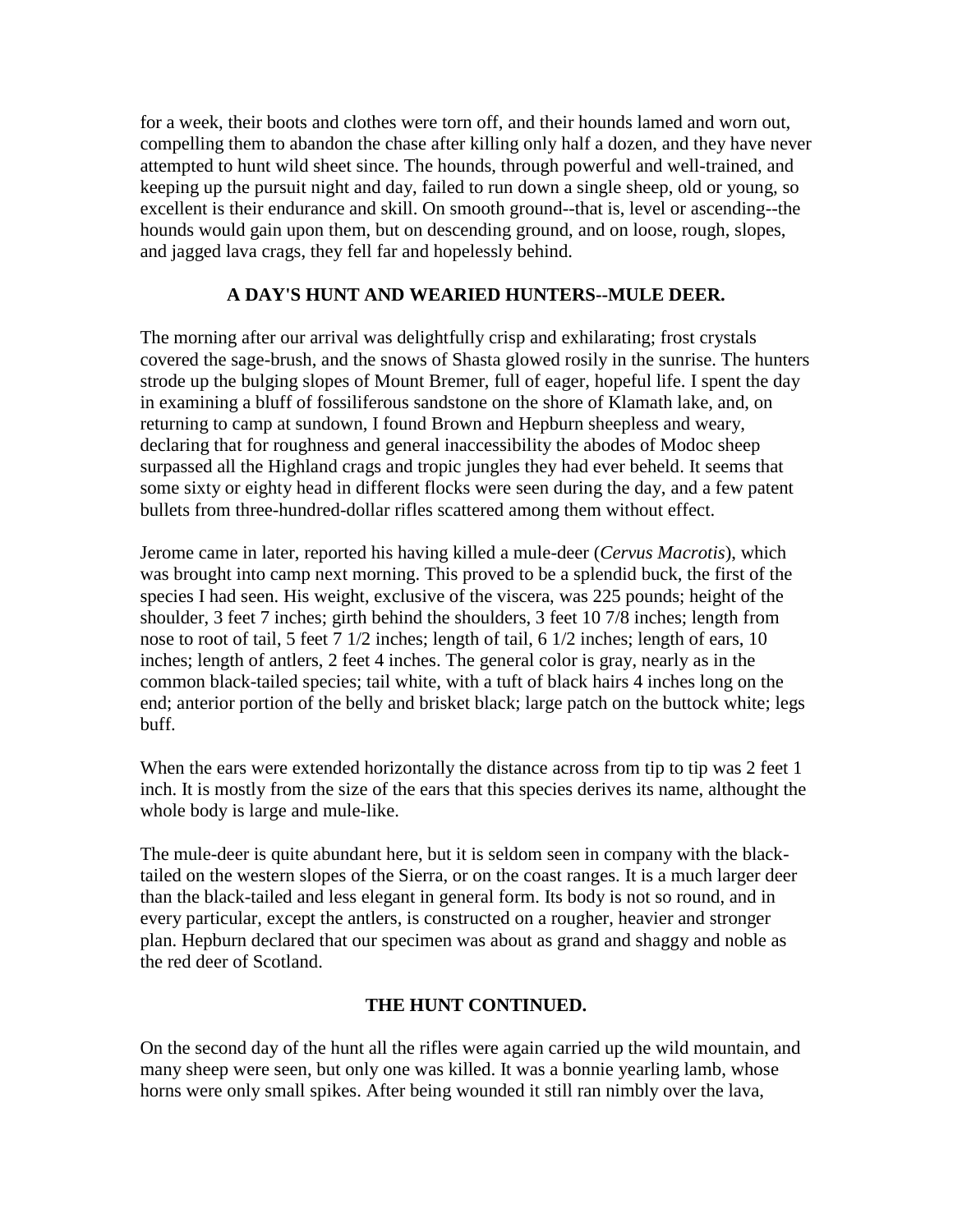for a week, their boots and clothes were torn off, and their hounds lamed and worn out, compelling them to abandon the chase after killing only half a dozen, and they have never attempted to hunt wild sheet since. The hounds, through powerful and well-trained, and keeping up the pursuit night and day, failed to run down a single sheep, old or young, so excellent is their endurance and skill. On smooth ground--that is, level or ascending--the hounds would gain upon them, but on descending ground, and on loose, rough, slopes, and jagged lava crags, they fell far and hopelessly behind.

### A DAY'S HUNT AND WEARIED HUNTERS--MULE DEER.

The morning after our arrival was delightfully crisp and exhilarating; frost crystals covered the sage-brush, and the snows of Shasta glowed rosily in the sunrise. The hunters strode up the bulging slopes of Mount Bremer, full of eager, hopeful life. I spent the day in examining a bluff of fossiliferous sandstone on the shore of Klamath lake, and, on returning to camp at sundown, I found Brown and Hepburn sheepless and weary, declaring that for roughness and general inaccessibility the abodes of Modoc sheep surpassed all the Highland crags and tropic jungles they had ever beheld. It seems that some sixty or eighty head in different flocks were seen during the day, and a few patent bullets from three-hundred-dollar rifles scattered among them without effect.

Jerome came in later, reported his having killed a mule-deer (*Cervus Macrotis*), which was brought into camp next morning. This proved to be a splendid buck, the first of the species I had seen. His weight, exclusive of the viscera, was 225 pounds; height of the shoulder, 3 feet 7 inches; girth behind the shoulders, 3 feet 10 7/8 inches; length from nose to root of tail, 5 feet 7 1/2 inches; length of tail, 6 1/2 inches; length of ears, 10 inches; length of antlers, 2 feet 4 inches. The general color is gray, nearly as in the common black-tailed species; tail white, with a tuft of black hairs 4 inches long on the end; anterior portion of the belly and brisket black; large patch on the buttock white; legs buff.

When the ears were extended horizontally the distance across from tip to tip was 2 feet 1 inch. It is mostly from the size of the ears that this species derives its name, althought the whole body is large and mule-like.

The mule-deer is quite abundant here, but it is seldom seen in company with the black-tailed on the western slopes of the Sierra, or on the coast ranges. It is a much larger deer than the black-tailed and less elegant in general form. Its body is not so round, and in every particular, except the antlers, is constructed on a rougher, heavier and stronger plan. Hepburn declared that our specimen was about as grand and shaggy and noble as the red deer of Scotland.

### THE HUNT CONTINUED.

On the second day of the hunt all the rifles were again carried up the wild mountain, and many sheep were seen, but only one was killed. It was a bonnie yearling lamb, whose horns were only small spikes. After being wounded it still ran nimbly over the lava,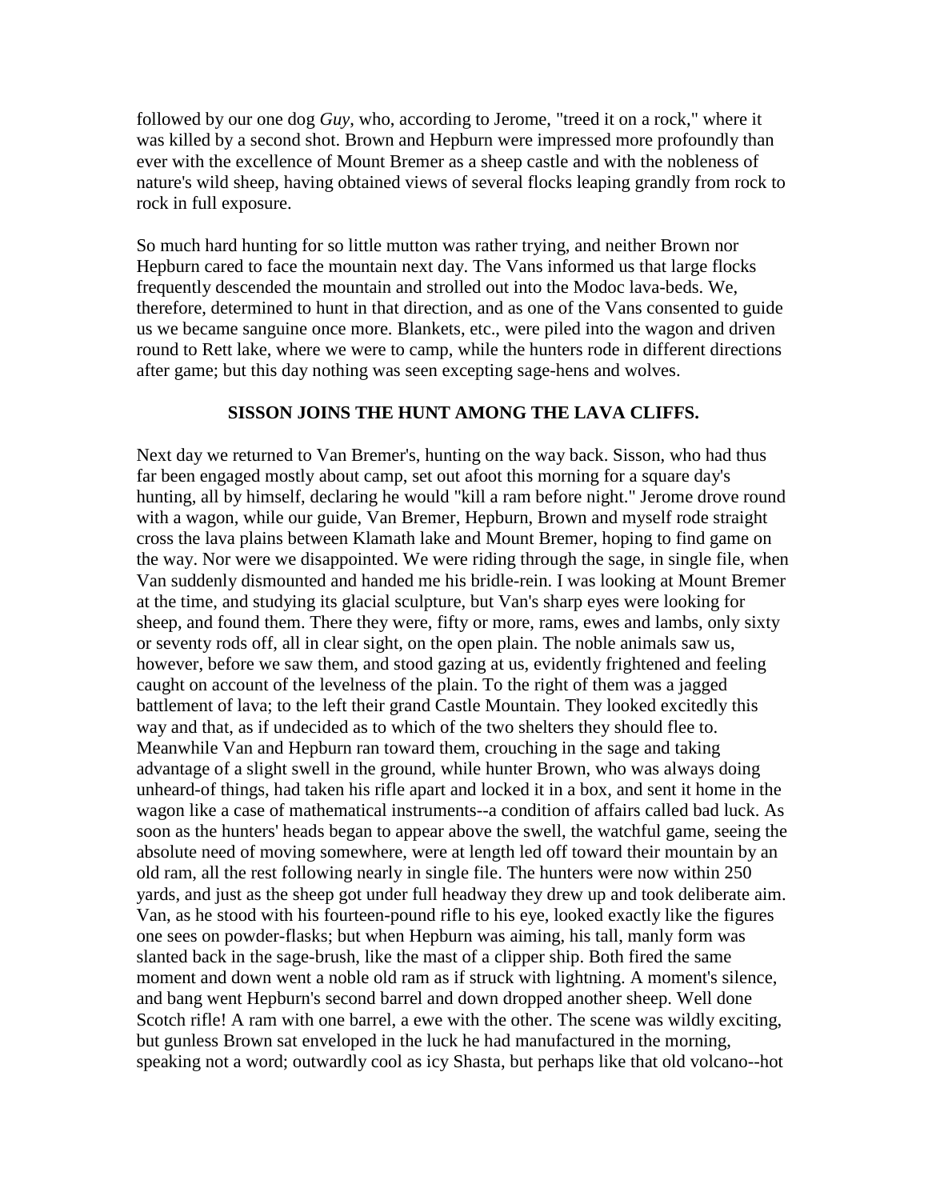followed by our one dog *Guy*, who, according to Jerome, "treed it on a rock," where it was killed by a second shot. Brown and Hepburn were impressed more profoundly than ever with the excellence of Mount Bremer as a sheep castle and with the nobleness of nature's wild sheep, having obtained views of several flocks leaping grandly from rock to rock in full exposure.

So much hard hunting for so little mutton was rather trying, and neither Brown nor Hepburn cared to face the mountain next day. The Vans informed us that large flocks frequently descended the mountain and strolled out into the Modoc lava-beds. We, therefore, determined to hunt in that direction, and as one of the Vans consented to guide us we became sanguine once more. Blankets, etc., were piled into the wagon and driven round to Rett lake, where we were to camp, while the hunters rode in different directions after game; but this day nothing was seen excepting sage-hens and wolves.

### SISSON JOINS THE HUNT AMONG THE LAVA CLIFFS.

Next day we returned to Van Bremer's, hunting on the way back. Sisson, who had thus far been engaged mostly about camp, set out afoot this morning for a square day's hunting, all by himself, declaring he would "kill a ram before night." Jerome drove round with a wagon, while our guide, Van Bremer, Hepburn, Brown and myself rode straight cross the lava plains between Klamath lake and Mount Bremer, hoping to find game on the way. Nor were we disappointed. We were riding through the sage, in single file, when Van suddenly dismounted and handed me his bridle-rein. I was looking at Mount Bremer at the time, and studying its glacial sculpture, but Van's sharp eyes were looking for sheep, and found them. There they were, fifty or more, rams, ewes and lambs, only sixty or seventy rods off, all in clear sight, on the open plain. The noble animals saw us, however, before we saw them, and stood gazing at us, evidently frightened and feeling caught on account of the levelness of the plain. To the right of them was a jagged battlement of lava; to the left their grand Castle Mountain. They looked excitedly this way and that, as if undecided as to which of the two shelters they should flee to. Meanwhile Van and Hepburn ran toward them, crouching in the sage and taking advantage of a slight swell in the ground, while hunter Brown, who was always doing unheard-of things, had taken his rifle apart and locked it in a box, and sent it home in the wagon like a case of mathematical instruments--a condition of affairs called bad luck. As soon as the hunters' heads began to appear above the swell, the watchful game, seeing the absolute need of moving somewhere, were at length led off toward their mountain by an old ram, all the rest following nearly in single file. The hunters were now within 250 yards, and just as the sheep got under full headway they drew up and took deliberate aim. Van, as he stood with his fourteen-pound rifle to his eye, looked exactly like the figures one sees on powder-flasks; but when Hepburn was aiming, his tall, manly form was slanted back in the sage-brush, like the mast of a clipper ship. Both fired the same moment and down went a noble old ram as if struck with lightning. A moment's silence, and bang went Hepburn's second barrel and down dropped another sheep. Well done Scotch rifle! A ram with one barrel, a ewe with the other. The scene was wildly exciting, but gunless Brown sat enveloped in the luck he had manufactured in the morning, speaking not a word; outwardly cool as icy Shasta, but perhaps like that old volcano--hot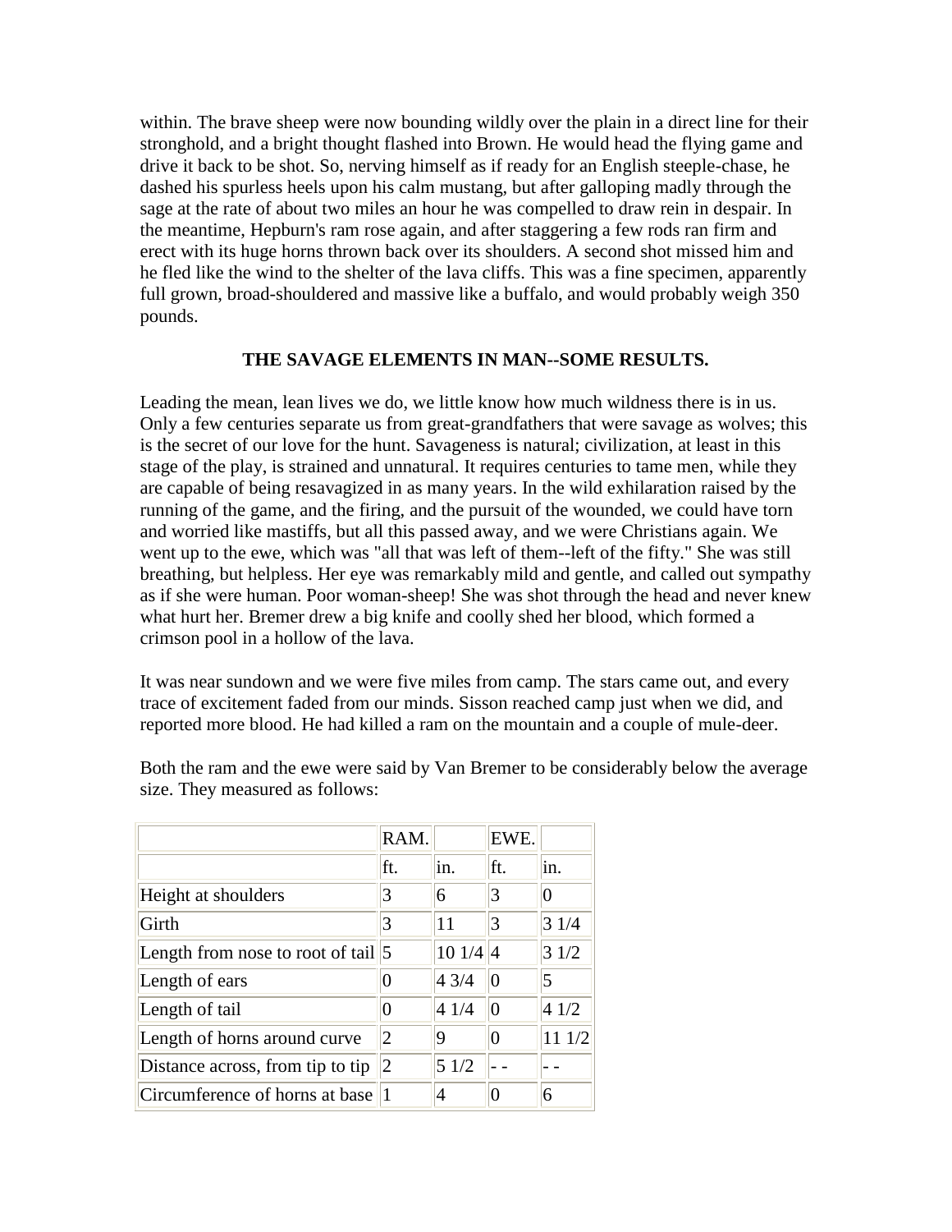within. The brave sheep were now bounding wildly over the plain in a direct line for their stronghold, and a bright thought flashed into Brown. He would head the flying game and drive it back to be shot. So, nerving himself as if ready for an English steeple-chase, he dashed his spurless heels upon his calm mustang, but after galloping madly through the sage at the rate of about two miles an hour he was compelled to draw rein in despair. In the meantime, Hepburn's ram rose again, and after staggering a few rods ran firm and erect with its huge horns thrown back over its shoulders. A second shot missed him and he fled like the wind to the shelter of the lava cliffs. This was a fine specimen, apparently full grown, broad-shouldered and massive like a buffalo, and would probably weigh 350 pounds.

### THE SAVAGE ELEMENTS IN MAN--SOME RESULTS.

Leading the mean, lean lives we do, we little know how much wildness there is in us. Only a few centuries separate us from great-grandfathers that were savage as wolves; this is the secret of our love for the hunt. Savageness is natural; civilization, at least in this stage of the play, is strained and unnatural. It requires centuries to tame men, while they are capable of being resavagized in as many years. In the wild exhilaration raised by the running of the game, and the firing, and the pursuit of the wounded, we could have torn and worried like mastiffs, but all this passed away, and we were Christians again. We went up to the ewe, which was "all that was left of them--left of the fifty." She was still breathing, but helpless. Her eye was remarkably mild and gentle, and called out sympathy as if she were human. Poor woman-sheep! She was shot through the head and never knew what hurt her. Bremer drew a big knife and coolly shed her blood, which formed a crimson pool in a hollow of the lava.

It was near sundown and we were five miles from camp. The stars came out, and every trace of excitement faded from our minds. Sisson reached camp just when we did, and reported more blood. He had killed a ram on the mountain and a couple of mule-deer.

Both the ram and the ewe were said by Van Bremer to be considerably below the average size. They measured as follows:

| | RAM. | | EWE. | |
|---|---|---|---|---|
| | ft. | in. | ft. | in. |
| Height at shoulders | 3 | 6 | 3 | 0 |
| Girth | 3 | 11 | 3 | 3 1/4 |
| Length from nose to root of tail | 5 | 10 1/4 | 4 | 3 1/2 |
| Length of ears | 0 | 4 3/4 | 0 | 5 |
| Length of tail | 0 | 4 1/4 | 0 | 4 1/2 |
| Length of horns around curve | 2 | 9 | 0 | 11 1/2 |
| Distance across, from tip to tip | 2 | 5 1/2 | - - | - - |
| Circumference of horns at base | 1 | 4 | 0 | 6 |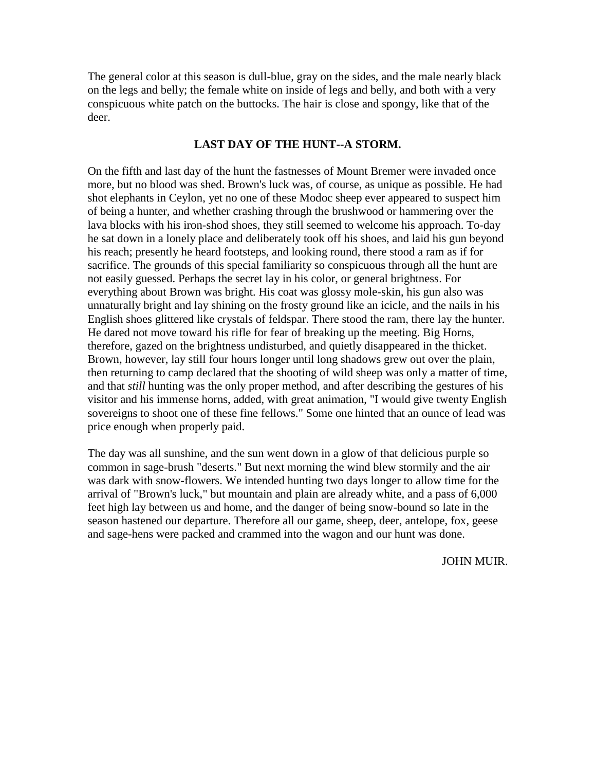The general color at this season is dull-blue, gray on the sides, and the male nearly black on the legs and belly; the female white on inside of legs and belly, and both with a very conspicuous white patch on the buttocks. The hair is close and spongy, like that of the deer.

### LAST DAY OF THE HUNT--A STORM.

On the fifth and last day of the hunt the fastnesses of Mount Bremer were invaded once more, but no blood was shed. Brown's luck was, of course, as unique as possible. He had shot elephants in Ceylon, yet no one of these Modoc sheep ever appeared to suspect him of being a hunter, and whether crashing through the brushwood or hammering over the lava blocks with his iron-shod shoes, they still seemed to welcome his approach. To-day he sat down in a lonely place and deliberately took off his shoes, and laid his gun beyond his reach; presently he heard footsteps, and looking round, there stood a ram as if for sacrifice. The grounds of this special familiarity so conspicuous through all the hunt are not easily guessed. Perhaps the secret lay in his color, or general brightness. For everything about Brown was bright. His coat was glossy mole-skin, his gun also was unnaturally bright and lay shining on the frosty ground like an icicle, and the nails in his English shoes glittered like crystals of feldspar. There stood the ram, there lay the hunter. He dared not move toward his rifle for fear of breaking up the meeting. Big Horns, therefore, gazed on the brightness undisturbed, and quietly disappeared in the thicket. Brown, however, lay still four hours longer until long shadows grew out over the plain, then returning to camp declared that the shooting of wild sheep was only a matter of time, and that *still* hunting was the only proper method, and after describing the gestures of his visitor and his immense horns, added, with great animation, "I would give twenty English sovereigns to shoot one of these fine fellows." Some one hinted that an ounce of lead was price enough when properly paid.

The day was all sunshine, and the sun went down in a glow of that delicious purple so common in sage-brush "deserts." But next morning the wind blew stormily and the air was dark with snow-flowers. We intended hunting two days longer to allow time for the arrival of "Brown's luck," but mountain and plain are already white, and a pass of 6,000 feet high lay between us and home, and the danger of being snow-bound so late in the season hastened our departure. Therefore all our game, sheep, deer, antelope, fox, geese and sage-hens were packed and crammed into the wagon and our hunt was done.

JOHN MUIR.